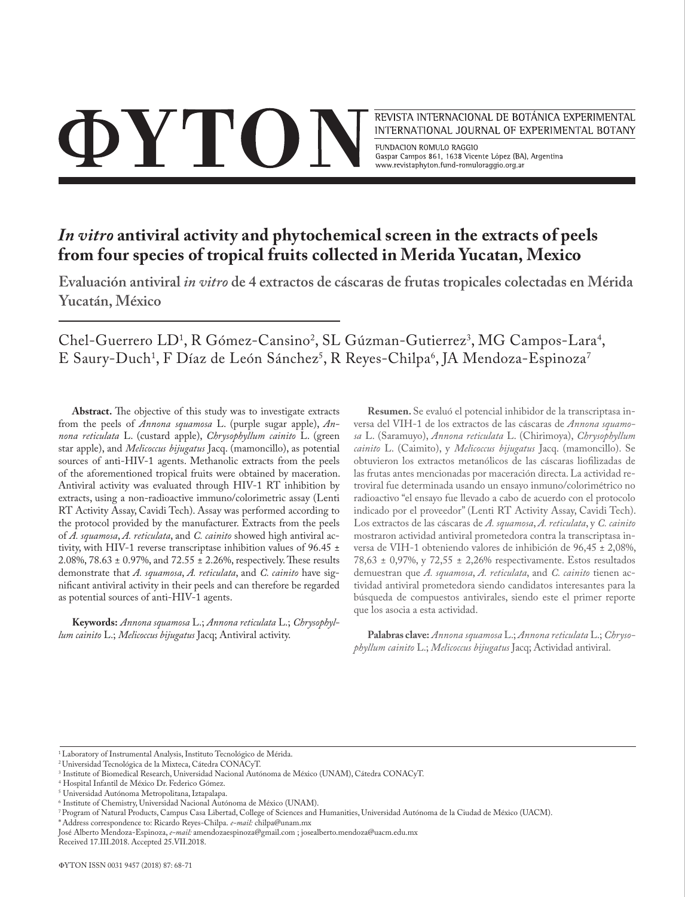# ΦYTON

REVISTA INTERNACIONAL DE BOTÁNICA EXPERIMENTAL
INTERNATIONAL JOURNAL OF EXPERIMENTAL BOTANY

FUNDACION ROMULO RAGGIO
Gaspar Campos 861, 1638 Vicente López (BA), Argentina
www.revistaphyton.fund-romuloraggio.org.ar

## *In vitro* antiviral activity and phytochemical screen in the extracts of peels from four species of tropical fruits collected in Merida Yucatan, Mexico

### Evaluación antiviral *in vitro* de 4 extractos de cáscaras de frutas tropicales colectadas en Mérida Yucatán, México

Chel-Guerrero LD[1], R Gómez-Cansino[2], SL Gúzman-Gutierrez[3], MG Campos-Lara[4], E Saury-Duch[1], F Díaz de León Sánchez[5], R Reyes-Chilpa[6], JA Mendoza-Espinoza[7]

**Abstract.** The objective of this study was to investigate extracts from the peels of *Annona squamosa* L. (purple sugar apple), *Annona reticulata* L. (custard apple), *Chrysophyllum cainito* L. (green star apple), and *Melicoccus bijugatus* Jacq. (mamoncillo), as potential sources of anti-HIV-1 agents. Methanolic extracts from the peels of the aforementioned tropical fruits were obtained by maceration. Antiviral activity was evaluated through HIV-1 RT inhibition by extracts, using a non-radioactive immuno/colorimetric assay (Lenti RT Activity Assay, Cavidi Tech). Assay was performed according to the protocol provided by the manufacturer. Extracts from the peels of *A. squamosa*, *A. reticulata*, and *C. cainito* showed high antiviral activity, with HIV-1 reverse transcriptase inhibition values of 96.45 ± 2.08%, 78.63 ± 0.97%, and 72.55 ± 2.26%, respectively. These results demonstrate that *A. squamosa*, *A. reticulata*, and *C. cainito* have significant antiviral activity in their peels and can therefore be regarded as potential sources of anti-HIV-1 agents.

**Keywords:** *Annona squamosa* L.; *Annona reticulata* L.; *Chrysophyllum cainito* L.; *Melicoccus bijugatus* Jacq; Antiviral activity.

**Resumen.** Se evaluó el potencial inhibidor de la transcriptasa inversa del VIH-1 de los extractos de las cáscaras de *Annona squamosa* L. (Saramuyo), *Annona reticulata* L. (Chirimoya), *Chrysophyllum cainito* L. (Caimito), y *Melicoccus bijugatus* Jacq. (mamoncillo). Se obtuvieron los extractos metanólicos de las cáscaras liofilizadas de las frutas antes mencionadas por maceración directa. La actividad retroviral fue determinada usando un ensayo inmuno/colorimétrico no radioactivo "el ensayo fue llevado a cabo de acuerdo con el protocolo indicado por el proveedor" (Lenti RT Activity Assay, Cavidi Tech). Los extractos de las cáscaras de *A. squamosa*, *A. reticulata*, y *C. cainito* mostraron actividad antiviral prometedora contra la transcriptasa inversa de VIH-1 obteniendo valores de inhibición de 96,45 ± 2,08%, 78,63 ± 0,97%, y 72,55 ± 2,26% respectivamente. Estos resultados demuestran que *A. squamosa*, *A. reticulata*, and *C. cainito* tienen actividad antiviral prometedora siendo candidatos interesantes para la búsqueda de compuestos antivirales, siendo este el primer reporte que los asocia a esta actividad.

**Palabras clave:** *Annona squamosa* L.; *Annona reticulata* L.; *Chrysophyllum cainito* L.; *Melicoccus bijugatus* Jacq; Actividad antiviral.

---

[1] Laboratory of Instrumental Analysis, Instituto Tecnológico de Mérida.
[2] Universidad Tecnológica de la Mixteca, Cátedra CONACyT.
[3] Institute of Biomedical Research, Universidad Nacional Autónoma de México (UNAM), Cátedra CONACyT.
[4] Hospital Infantil de México Dr. Federico Gómez.
[5] Universidad Autónoma Metropolitana, Iztapalapa.
[6] Institute of Chemistry, Universidad Nacional Autónoma de México (UNAM).
[7] Program of Natural Products, Campus Casa Libertad, College of Sciences and Humanities, Universidad Autónoma de la Ciudad de México (UACM).
*Address correspondence to: Ricardo Reyes-Chilpa. *e-mail:* chilpa@unam.mx
José Alberto Mendoza-Espinoza, *e-mail:* amendozaespinoza@gmail.com ; josealberto.mendoza@uacm.edu.mx
Received 17.III.2018. Accepted 25.VII.2018.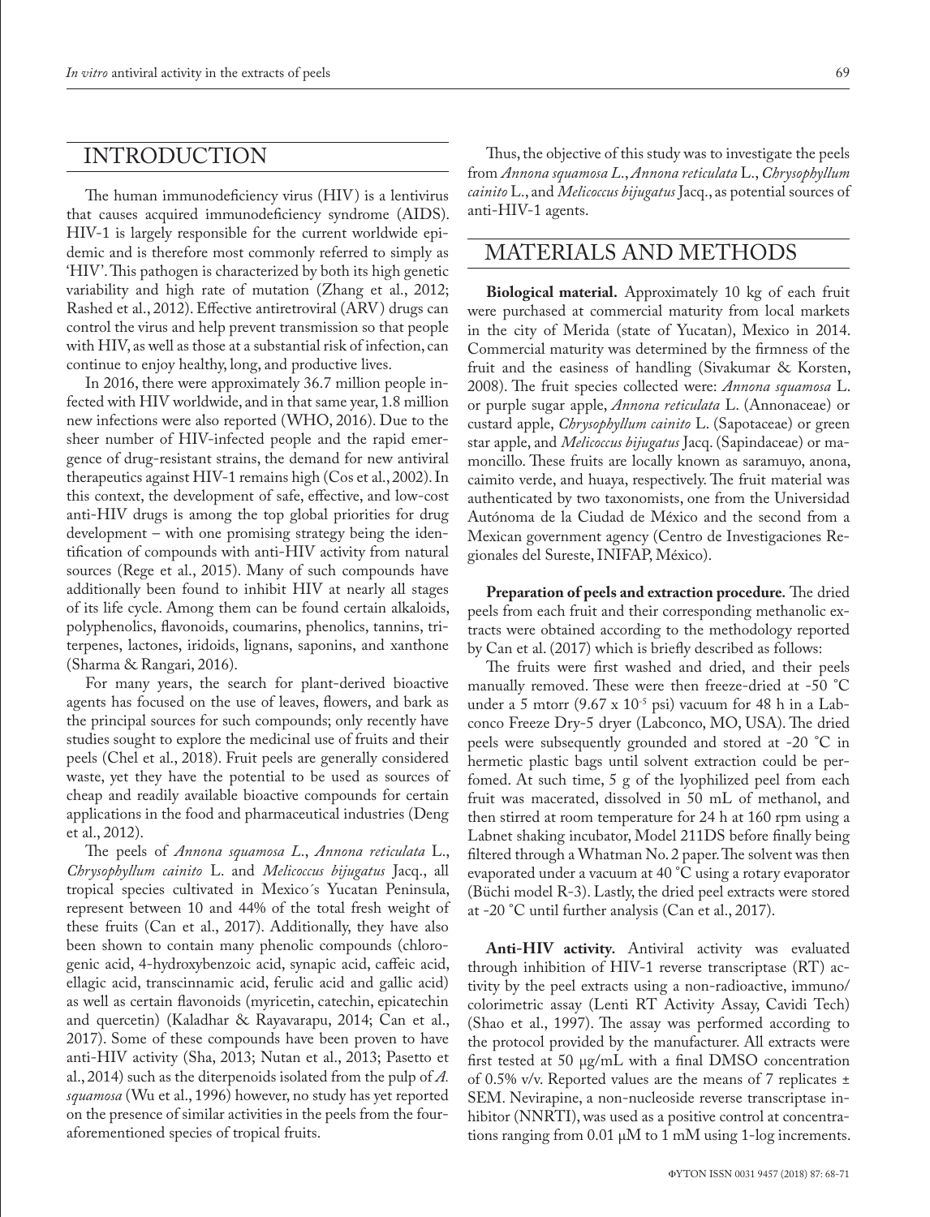## INTRODUCTION

The human immunodeficiency virus (HIV) is a lentivirus that causes acquired immunodeficiency syndrome (AIDS). HIV-1 is largely responsible for the current worldwide epidemic and is therefore most commonly referred to simply as 'HIV'. This pathogen is characterized by both its high genetic variability and high rate of mutation (Zhang et al., 2012; Rashed et al., 2012). Effective antiretroviral (ARV) drugs can control the virus and help prevent transmission so that people with HIV, as well as those at a substantial risk of infection, can continue to enjoy healthy, long, and productive lives.

In 2016, there were approximately 36.7 million people infected with HIV worldwide, and in that same year, 1.8 million new infections were also reported (WHO, 2016). Due to the sheer number of HIV-infected people and the rapid emergence of drug-resistant strains, the demand for new antiviral therapeutics against HIV-1 remains high (Cos et al., 2002). In this context, the development of safe, effective, and low-cost anti-HIV drugs is among the top global priorities for drug development – with one promising strategy being the identification of compounds with anti-HIV activity from natural sources (Rege et al., 2015). Many of such compounds have additionally been found to inhibit HIV at nearly all stages of its life cycle. Among them can be found certain alkaloids, polyphenolics, flavonoids, coumarins, phenolics, tannins, triterpenes, lactones, iridoids, lignans, saponins, and xanthone (Sharma & Rangari, 2016).

For many years, the search for plant-derived bioactive agents has focused on the use of leaves, flowers, and bark as the principal sources for such compounds; only recently have studies sought to explore the medicinal use of fruits and their peels (Chel et al., 2018). Fruit peels are generally considered waste, yet they have the potential to be used as sources of cheap and readily available bioactive compounds for certain applications in the food and pharmaceutical industries (Deng et al., 2012).

The peels of *Annona squamosa L.*, *Annona reticulata* L., *Chrysophyllum cainito* L. and *Melicoccus bijugatus* Jacq., all tropical species cultivated in Mexico´s Yucatan Peninsula, represent between 10 and 44% of the total fresh weight of these fruits (Can et al., 2017). Additionally, they have also been shown to contain many phenolic compounds (chlorogenic acid, 4-hydroxybenzoic acid, synapic acid, caffeic acid, ellagic acid, transcinnamic acid, ferulic acid and gallic acid) as well as certain flavonoids (myricetin, catechin, epicatechin and quercetin) (Kaladhar & Rayavarapu, 2014; Can et al., 2017). Some of these compounds have been proven to have anti-HIV activity (Sha, 2013; Nutan et al., 2013; Pasetto et al., 2014) such as the diterpenoids isolated from the pulp of *A. squamosa* (Wu et al., 1996) however, no study has yet reported on the presence of similar activities in the peels from the four-aforementioned species of tropical fruits.

Thus, the objective of this study was to investigate the peels from *Annona squamosa L.*, *Annona reticulata* L., *Chrysophyllum cainito* L., and *Melicoccus bijugatus* Jacq., as potential sources of anti-HIV-1 agents.

## MATERIALS AND METHODS

**Biological material.** Approximately 10 kg of each fruit were purchased at commercial maturity from local markets in the city of Merida (state of Yucatan), Mexico in 2014. Commercial maturity was determined by the firmness of the fruit and the easiness of handling (Sivakumar & Korsten, 2008). The fruit species collected were: *Annona squamosa* L. or purple sugar apple, *Annona reticulata* L. (Annonaceae) or custard apple, *Chrysophyllum cainito* L. (Sapotaceae) or green star apple, and *Melicoccus bijugatus* Jacq. (Sapindaceae) or mamoncillo. These fruits are locally known as saramuyo, anona, caimito verde, and huaya, respectively. The fruit material was authenticated by two taxonomists, one from the Universidad Autónoma de la Ciudad de México and the second from a Mexican government agency (Centro de Investigaciones Regionales del Sureste, INIFAP, México).

**Preparation of peels and extraction procedure.** The dried peels from each fruit and their corresponding methanolic extracts were obtained according to the methodology reported by Can et al. (2017) which is briefly described as follows:

The fruits were first washed and dried, and their peels manually removed. These were then freeze-dried at -50 °C under a 5 mtorr ($9.67 \times 10^{-5}$ psi) vacuum for 48 h in a Labconco Freeze Dry-5 dryer (Labconco, MO, USA). The dried peels were subsequently grounded and stored at -20 °C in hermetic plastic bags until solvent extraction could be perfomed. At such time, 5 g of the lyophilized peel from each fruit was macerated, dissolved in 50 mL of methanol, and then stirred at room temperature for 24 h at 160 rpm using a Labnet shaking incubator, Model 211DS before finally being filtered through a Whatman No. 2 paper. The solvent was then evaporated under a vacuum at 40 °C using a rotary evaporator (Büchi model R-3). Lastly, the dried peel extracts were stored at -20 °C until further analysis (Can et al., 2017).

**Anti-HIV activity.** Antiviral activity was evaluated through inhibition of HIV-1 reverse transcriptase (RT) activity by the peel extracts using a non-radioactive, immuno/colorimetric assay (Lenti RT Activity Assay, Cavidi Tech) (Shao et al., 1997). The assay was performed according to the protocol provided by the manufacturer. All extracts were first tested at 50 μg/mL with a final DMSO concentration of 0.5% v/v. Reported values are the means of 7 replicates ± SEM. Nevirapine, a non-nucleoside reverse transcriptase inhibitor (NNRTI), was used as a positive control at concentrations ranging from 0.01 μM to 1 mM using 1-log increments.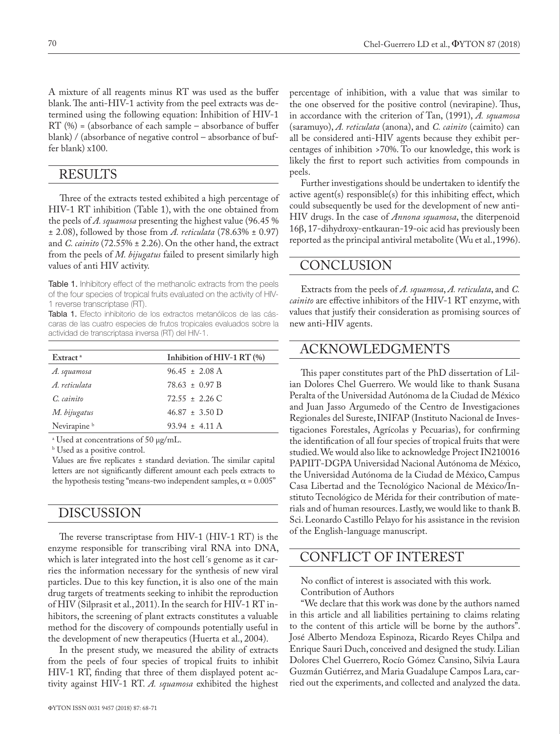A mixture of all reagents minus RT was used as the buffer blank. The anti-HIV-1 activity from the peel extracts was determined using the following equation: Inhibition of HIV-1 RT (%) = (absorbance of each sample – absorbance of buffer blank) / (absorbance of negative control – absorbance of buffer blank) x100.

## RESULTS

Three of the extracts tested exhibited a high percentage of HIV-1 RT inhibition (Table 1), with the one obtained from the peels of *A. squamosa* presenting the highest value (96.45 % ± 2.08), followed by those from *A. reticulata* (78.63% ± 0.97) and *C. cainito* (72.55% ± 2.26). On the other hand, the extract from the peels of *M. bijugatus* failed to present similarly high values of anti HIV activity.

Table 1. Inhibitory effect of the methanolic extracts from the peels of the four species of tropical fruits evaluated on the activity of HIV-1 reverse transcriptase (RT).

Tabla 1. Efecto inhibitorio de los extractos metanólicos de las cáscaras de las cuatro especies de frutos tropicales evaluados sobre la actividad de transcriptasa inversa (RT) del HIV-1.

| Extract [a] | Inhibition of HIV-1 RT (%) |
|---|---|
| *A. squamosa* | 96.45 ± 2.08 A |
| *A. reticulata* | 78.63 ± 0.97 B |
| *C. cainito* | 72.55 ± 2.26 C |
| *M. bijugatus* | 46.87 ± 3.50 D |
| Nevirapine [b] | 93.94 ± 4.11 A |

[a] Used at concentrations of 50 μg/mL.

[b] Used as a positive control.

Values are five replicates ± standard deviation. The similar capital letters are not significantly different amount each peels extracts to the hypothesis testing "means-two independent samples, $\alpha = 0.005$"

## DISCUSSION

The reverse transcriptase from HIV-1 (HIV-1 RT) is the enzyme responsible for transcribing viral RNA into DNA, which is later integrated into the host cell´s genome as it carries the information necessary for the synthesis of new viral particles. Due to this key function, it is also one of the main drug targets of treatments seeking to inhibit the reproduction of HIV (Silprasit et al., 2011). In the search for HIV-1 RT inhibitors, the screening of plant extracts constitutes a valuable method for the discovery of compounds potentially useful in the development of new therapeutics (Huerta et al., 2004).

In the present study, we measured the ability of extracts from the peels of four species of tropical fruits to inhibit HIV-1 RT, finding that three of them displayed potent activity against HIV-1 RT. *A. squamosa* exhibited the highest percentage of inhibition, with a value that was similar to the one observed for the positive control (nevirapine). Thus, in accordance with the criterion of Tan, (1991), *A. squamosa* (saramuyo), *A. reticulata* (anona), and *C. cainito* (caimito) can all be considered anti-HIV agents because they exhibit percentages of inhibition >70%. To our knowledge, this work is likely the first to report such activities from compounds in peels.

Further investigations should be undertaken to identify the active agent(s) responsible(s) for this inhibiting effect, which could subsequently be used for the development of new anti-HIV drugs. In the case of *Annona squamosa*, the diterpenoid 16β, 17-dihydroxy-entkauran-19-oic acid has previously been reported as the principal antiviral metabolite (Wu et al., 1996).

## CONCLUSION

Extracts from the peels of *A. squamosa*, *A. reticulata*, and *C. cainito* are effective inhibitors of the HIV-1 RT enzyme, with values that justify their consideration as promising sources of new anti-HIV agents.

## ACKNOWLEDGMENTS

This paper constitutes part of the PhD dissertation of Lilian Dolores Chel Guerrero. We would like to thank Susana Peralta of the Universidad Autónoma de la Ciudad de México and Juan Jasso Argumedo of the Centro de Investigaciones Regionales del Sureste, INIFAP (Instituto Nacional de Investigaciones Forestales, Agrícolas y Pecuarias), for confirming the identification of all four species of tropical fruits that were studied. We would also like to acknowledge Project IN210016 PAPIIT-DGPA Universidad Nacional Autónoma de México, the Universidad Autónoma de la Ciudad de México, Campus Casa Libertad and the Tecnológico Nacional de México/Instituto Tecnológico de Mérida for their contribution of materials and of human resources. Lastly, we would like to thank B. Sci. Leonardo Castillo Pelayo for his assistance in the revision of the English-language manuscript.

## CONFLICT OF INTEREST

No conflict of interest is associated with this work.

Contribution of Authors

"We declare that this work was done by the authors named in this article and all liabilities pertaining to claims relating to the content of this article will be borne by the authors". José Alberto Mendoza Espinoza, Ricardo Reyes Chilpa and Enrique Sauri Duch, conceived and designed the study. Lilian Dolores Chel Guerrero, Rocío Gómez Cansino, Silvia Laura Guzmán Gutiérrez, and Maria Guadalupe Campos Lara, carried out the experiments, and collected and analyzed the data.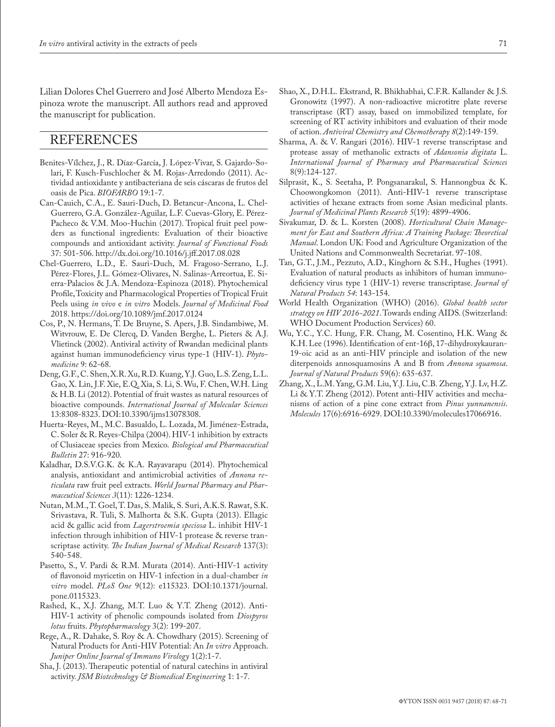Lilian Dolores Chel Guerrero and José Alberto Mendoza Espinoza wrote the manuscript. All authors read and approved the manuscript for publication.

## REFERENCES

Benites-Vílchez, J., R. Díaz-García, J. López-Vivar, S. Gajardo-Solari, F. Kusch-Fuschlocher & M. Rojas-Arredondo (2011). Actividad antioxidante y antibacteriana de seis cáscaras de frutos del oasis de Pica. *BIOFARBO* 19:1-7.

Can-Cauich, C.A., E. Sauri-Duch, D. Betancur-Ancona, L. Chel-Guerrero, G.A. González-Aguilar, L.F. Cuevas-Glory, E. Pérez-Pacheco & V.M. Moo-Huchin (2017). Tropical fruit peel powders as functional ingredients: Evaluation of their bioactive compounds and antioxidant activity. *Journal of Functional Foods* 37: 501-506. http://dx.doi.org/10.1016/j.jff.2017.08.028

Chel-Guerrero, L.D., E. Sauri-Duch, M. Fragoso-Serrano, L.J. Pérez-Flores, J.L. Gómez-Olivares, N. Salinas-Arreortua, E. Sierra-Palacios & J.A. Mendoza-Espinoza (2018). Phytochemical Profile, Toxicity and Pharmacological Properties of Tropical Fruit Peels using *in vivo* e *in vitro* Models. *Journal of Medicinal Food* 2018. https://doi.org/10.1089/jmf.2017.0124

Cos, P., N. Hermans, T. De Bruyne, S. Apers, J.B. Sindambiwe, M. Witvrouw, E. De Clercq, D. Vanden Berghe, L. Pieters & A.J. Vlietinck (2002). Antiviral activity of Rwandan medicinal plants against human immunodeficiency virus type-1 (HIV-1). *Phytomedicine* 9: 62-68.

Deng, G.F., C. Shen, X.R. Xu, R.D. Kuang, Y.J. Guo, L.S. Zeng, L.L. Gao, X. Lin, J.F. Xie, E.Q. Xia, S. Li, S. Wu, F. Chen, W.H. Ling & H.B. Li (2012). Potential of fruit wastes as natural resources of bioactive compounds. *International Journal of Molecular Sciences* 13:8308-8323. DOI:10.3390/ijms13078308.

Huerta-Reyes, M., M.C. Basualdo, L. Lozada, M. Jiménez-Estrada, C. Soler & R. Reyes-Chilpa (2004). HIV-1 inhibition by extracts of Clusiaceae species from Mexico. *Biological and Pharmaceutical Bulletin* 27: 916-920.

Kaladhar, D.S.V.G.K. & K.A. Rayavarapu (2014). Phytochemical analysis, antioxidant and antimicrobial activities of *Annona reticulata* raw fruit peel extracts. *World Journal Pharmacy and Pharmaceutical Sciences 3*(11): 1226-1234.

Nutan, M.M., T. Goel, T. Das, S. Malik, S. Suri, A.K.S. Rawat, S.K. Srivastava, R. Tuli, S. Malhorta & S.K. Gupta (2013). Ellagic acid & gallic acid from *Lagerstroemia speciosa* L. inhibit HIV-1 infection through inhibition of HIV-1 protease & reverse transcriptase activity. *The Indian Journal of Medical Research* 137(3): 540-548.

Pasetto, S., V. Pardi & R.M. Murata (2014). Anti-HIV-1 activity of flavonoid myricetin on HIV-1 infection in a dual-chamber *in vitro* model. *PLoS One* 9(12): e115323. DOI:10.1371/journal.pone.0115323.

Rashed, K., X.J. Zhang, M.T. Luo & Y.T. Zheng (2012). Anti-HIV-1 activity of phenolic compounds isolated from *Diospyros lotus* fruits. *Phytopharmacology* 3(2): 199-207.

Rege, A., R. Dahake, S. Roy & A. Chowdhary (2015). Screening of Natural Products for Anti-HIV Potential: An *In vitro* Approach. *Juniper Online Journal of Immuno Virology* 1(2):1-7.

Sha, J. (2013). Therapeutic potential of natural catechins in antiviral activity. *JSM Biotechnology & Biomedical Engineering* 1: 1-7.

Shao, X., D.H.L. Ekstrand, R. Bhikhabhai, C.F.R. Kallander & J.S. Gronowitz (1997). A non-radioactive microtitre plate reverse transcriptase (RT) assay, based on immobilized template, for screening of RT activity inhibitors and evaluation of their mode of action. *Antiviral Chemistry and Chemotherapy 8*(2):149-159.

Sharma, A. & V. Rangari (2016). HIV-1 reverse transcriptase and protease assay of methanolic extracts of *Adansonia digitata* L. *International Journal of Pharmacy and Pharmaceutical Sciences* 8(9):124-127.

Silprasit, K., S. Seetaha, P. Pongsanarakul, S. Hannongbua & K. Choowongkomon (2011). Anti-HIV-1 reverse transcriptase activities of hexane extracts from some Asian medicinal plants. *Journal of Medicinal Plants Research 5*(19): 4899-4906.

Sivakumar, D. & L. Korsten (2008). *Horticultural Chain Management for East and Southern Africa: A Training Package: Theoretical Manual*. London UK: Food and Agriculture Organization of the United Nations and Commonwealth Secretariat. 97-108.

Tan, G.T., J.M., Pezzuto, A.D., Kinghorn & S.H., Hughes (1991). Evaluation of natural products as inhibitors of human immunodeficiency virus type 1 (HIV-1) reverse transcriptase. *Journal of Natural Products 54*: 143-154.

World Health Organization (WHO) (2016). *Global health sector strategy on HIV 2016-2021.* Towards ending AIDS. (Switzerland: WHO Document Production Services) 60.

Wu, Y.C., Y.C. Hung, F.R. Chang, M. Cosentino, H.K. Wang & K.H. Lee (1996). Identification of ent-16β, 17-dihydroxykauran-19-oic acid as an anti-HIV principle and isolation of the new diterpenoids annosquamosins A and B from *Annona squamosa*. *Journal of Natural Products* 59(6): 635-637.

Zhang, X., L.M. Yang, G.M. Liu, Y.J. Liu, C.B. Zheng, Y.J. Lv, H.Z. Li & Y.T. Zheng (2012). Potent anti-HIV activities and mechanisms of action of a pine cone extract from *Pinus yunnanensis*. *Molecules* 17(6):6916-6929. DOI:10.3390/molecules17066916.